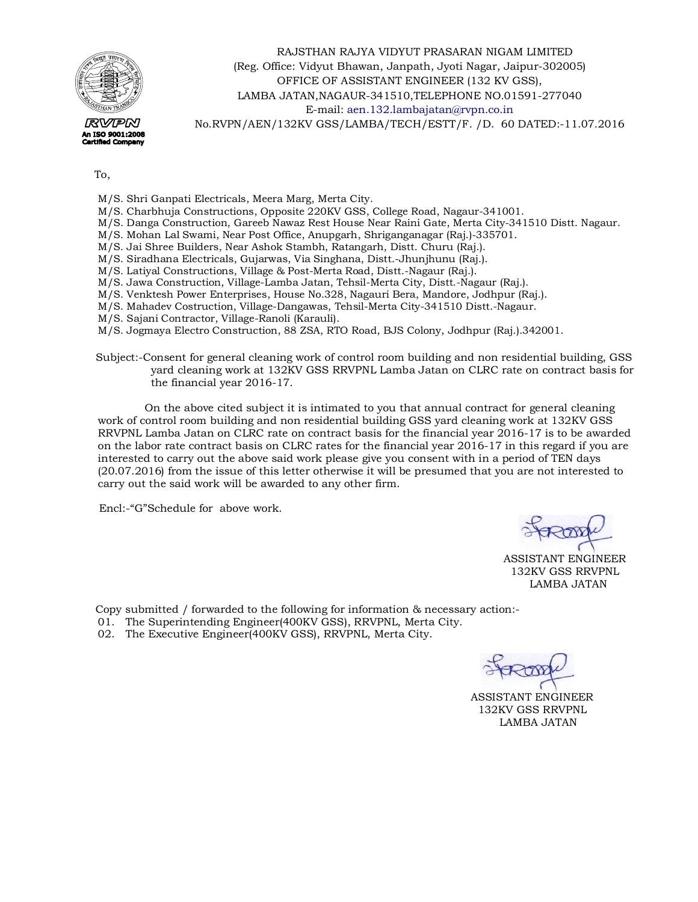RAJSTHAN RAJYA VIDYUT PRASARAN NIGAM LIMITED
(Reg. Office: Vidyut Bhawan, Janpath, Jyoti Nagar, Jaipur-302005)
OFFICE OF ASSISTANT ENGINEER (132 KV GSS),
LAMBA JATAN,NAGAUR-341510,TELEPHONE NO.01591-277040
E-mail: aen.132.lambajatan@rvpn.co.in
No.RVPN/AEN/132KV GSS/LAMBA/TECH/ESTT/F. /D. 60 DATED:-11.07.2016

RVPN
An ISO 9001:2008 Certified Company

To,

M/S. Shri Ganpati Electricals, Meera Marg, Merta City.
M/S. Charbhuja Constructions, Opposite 220KV GSS, College Road, Nagaur-341001.
M/S. Danga Construction, Gareeb Nawaz Rest House Near Raini Gate, Merta City-341510 Distt. Nagaur.
M/S. Mohan Lal Swami, Near Post Office, Anupgarh, Shriganganagar (Raj.)-335701.
M/S. Jai Shree Builders, Near Ashok Stambh, Ratangarh, Distt. Churu (Raj.).
M/S. Siradhana Electricals, Gujarwas, Via Singhana, Distt.-Jhunjhunu (Raj.).
M/S. Latiyal Constructions, Village & Post-Merta Road, Distt.-Nagaur (Raj.).
M/S. Jawa Construction, Village-Lamba Jatan, Tehsil-Merta City, Distt.-Nagaur (Raj.).
M/S. Venktesh Power Enterprises, House No.328, Nagauri Bera, Mandore, Jodhpur (Raj.).
M/S. Mahadev Costruction, Village-Dangawas, Tehsil-Merta City-341510 Distt.-Nagaur.
M/S. Sajani Contractor, Village-Ranoli (Karauli).
M/S. Jogmaya Electro Construction, 88 ZSA, RTO Road, BJS Colony, Jodhpur (Raj.).342001.

Subject:-Consent for general cleaning work of control room building and non residential building, GSS yard cleaning work at 132KV GSS RRVPNL Lamba Jatan on CLRC rate on contract basis for the financial year 2016-17.

On the above cited subject it is intimated to you that annual contract for general cleaning work of control room building and non residential building GSS yard cleaning work at 132KV GSS RRVPNL Lamba Jatan on CLRC rate on contract basis for the financial year 2016-17 is to be awarded on the labor rate contract basis on CLRC rates for the financial year 2016-17 in this regard if you are interested to carry out the above said work please give you consent with in a period of TEN days (20.07.2016) from the issue of this letter otherwise it will be presumed that you are not interested to carry out the said work will be awarded to any other firm.

Encl:-"G"Schedule for above work.

ASSISTANT ENGINEER
132KV GSS RRVPNL
LAMBA JATAN

Copy submitted / forwarded to the following for information & necessary action:-

01. The Superintending Engineer(400KV GSS), RRVPNL, Merta City.
02. The Executive Engineer(400KV GSS), RRVPNL, Merta City.

ASSISTANT ENGINEER
132KV GSS RRVPNL
LAMBA JATAN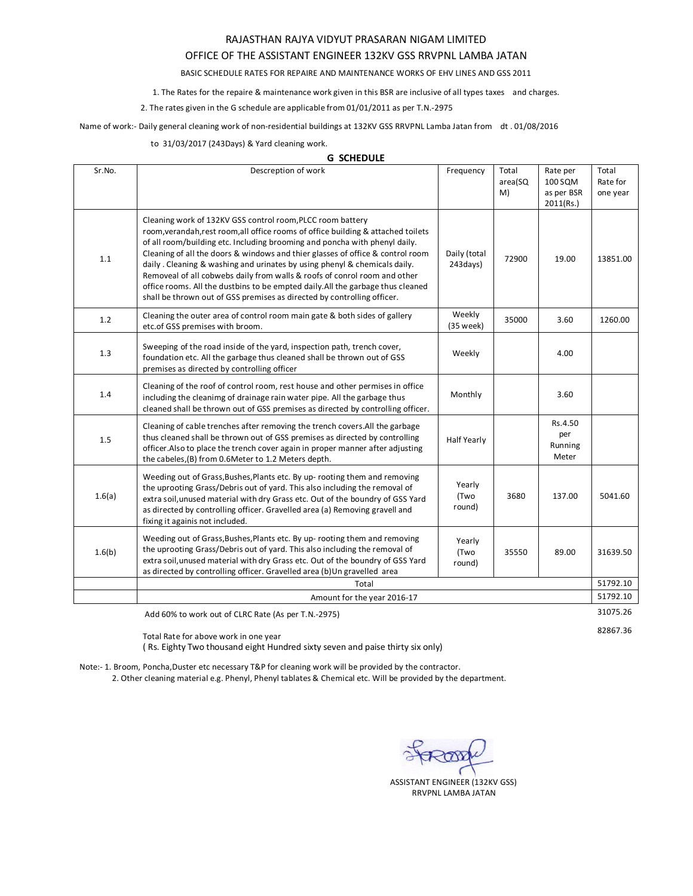RAJASTHAN RAJYA VIDYUT PRASARAN NIGAM LIMITED

OFFICE OF THE ASSISTANT ENGINEER 132KV GSS RRVPNL LAMBA JATAN

BASIC SCHEDULE RATES FOR REPAIRE AND MAINTENANCE WORKS OF EHV LINES AND GSS 2011

1. The Rates for the repaire & maintenance work given in this BSR are inclusive of all types taxes and charges.
2. The rates given in the G schedule are applicable from 01/01/2011 as per T.N.-2975

Name of work:- Daily general cleaning work of non-residential buildings at 132KV GSS RRVPNL Lamba Jatan from dt . 01/08/2016 to 31/03/2017 (243Days) & Yard cleaning work.

**G SCHEDULE**

| Sr.No. | Descreption of work | Frequency | Total area(SQ M) | Rate per 100 SQM as per BSR 2011(Rs.) | Total Rate for one year |
|---|---|---|---|---|---|
| 1.1 | Cleaning work of 132KV GSS control room,PLCC room battery room,verandah,rest room,all office rooms of office building & attached toilets of all room/building etc. Including brooming and poncha with phenyl daily. Cleaning of all the doors & windows and thier glasses of office & control room daily . Cleaning & washing and urinates by using phenyl & chemicals daily. Removeal of all cobwebs daily from walls & roofs of conrol room and other office rooms. All the dustbins to be empted daily.All the garbage thus cleaned shall be thrown out of GSS premises as directed by controlling officer. | Daily (total 243days) | 72900 | 19.00 | 13851.00 |
| 1.2 | Cleaning the outer area of control room main gate & both sides of gallery etc.of GSS premises with broom. | Weekly (35 week) | 35000 | 3.60 | 1260.00 |
| 1.3 | Sweeping of the road inside of the yard, inspection path, trench cover, foundation etc. All the garbage thus cleaned shall be thrown out of GSS premises as directed by controlling officer | Weekly | | 4.00 | |
| 1.4 | Cleaning of the roof of control room, rest house and other permises in office including the cleanimg of drainage rain water pipe. All the garbage thus cleaned shall be thrown out of GSS premises as directed by controlling officer. | Monthly | | 3.60 | |
| 1.5 | Cleaning of cable trenches after removing the trench covers.All the garbage thus cleaned shall be thrown out of GSS premises as directed by controlling officer.Also to place the trench cover again in proper manner after adjusting the cabeles,(B) from 0.6Meter to 1.2 Meters depth. | Half Yearly | | Rs.4.50 per Running Meter | |
| 1.6(a) | Weeding out of Grass,Bushes,Plants etc. By up- rooting them and removing the uprooting Grass/Debris out of yard. This also including the removal of extra soil,unused material with dry Grass etc. Out of the boundry of GSS Yard as directed by controlling officer. Gravelled area (a) Removing gravell and fixing it againis not included. | Yearly (Two round) | 3680 | 137.00 | 5041.60 |
| 1.6(b) | Weeding out of Grass,Bushes,Plants etc. By up- rooting them and removing the uprooting Grass/Debris out of yard. This also including the removal of extra soil,unused material with dry Grass etc. Out of the boundry of GSS Yard as directed by controlling officer. Gravelled area (b)Un gravelled area | Yearly (Two round) | 35550 | 89.00 | 31639.50 |
| | Total | | | | 51792.10 |
| | Amount for the year 2016-17 | | | | 51792.10 |

Add 60% to work out of CLRC Rate (As per T.N.-2975) — 31075.26

Total Rate for above work in one year — 82867.36

( Rs. Eighty Two thousand eight Hundred sixty seven and paise thirty six only)

Note:- 1. Broom, Poncha,Duster etc necessary T&P for cleaning work will be provided by the contractor.
2. Other cleaning material e.g. Phenyl, Phenyl tablates & Chemical etc. Will be provided by the department.

ASSISTANT ENGINEER (132KV GSS)
RRVPNL LAMBA JATAN